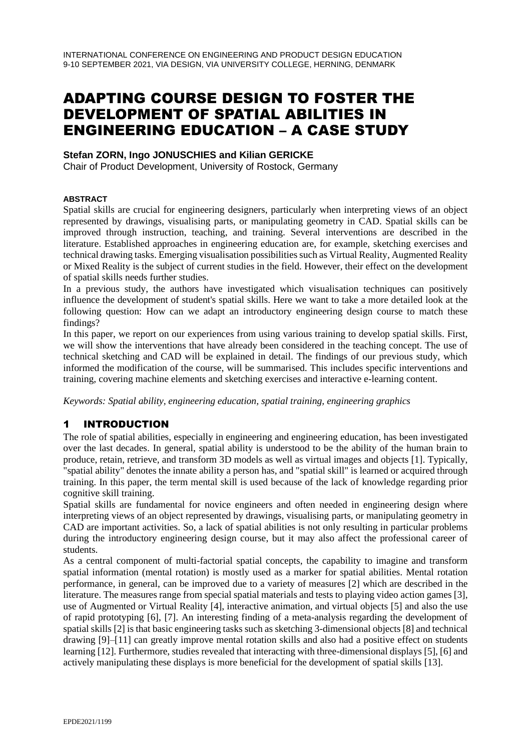# ADAPTING COURSE DESIGN TO FOSTER THE DEVELOPMENT OF SPATIAL ABILITIES IN ENGINEERING EDUCATION – A CASE STUDY

**Stefan ZORN, Ingo JONUSCHIES and Kilian GERICKE**

Chair of Product Development, University of Rostock, Germany

#### ABSTRACT

Spatial skills are crucial for engineering designers, particularly when interpreting views of an object represented by drawings, visualising parts, or manipulating geometry in CAD. Spatial skills can be improved through instruction, teaching, and training. Several interventions are described in the literature. Established approaches in engineering education are, for example, sketching exercises and technical drawing tasks. Emerging visualisation possibilities such as Virtual Reality, Augmented Reality or Mixed Reality is the subject of current studies in the field. However, their effect on the development of spatial skills needs further studies.

In a previous study, the authors have investigated which visualisation techniques can positively influence the development of student's spatial skills. Here we want to take a more detailed look at the following question: How can we adapt an introductory engineering design course to match these findings?

In this paper, we report on our experiences from using various training to develop spatial skills. First, we will show the interventions that have already been considered in the teaching concept. The use of technical sketching and CAD will be explained in detail. The findings of our previous study, which informed the modification of the course, will be summarised. This includes specific interventions and training, covering machine elements and sketching exercises and interactive e-learning content.

*Keywords: Spatial ability, engineering education, spatial training, engineering graphics*

## 1 INTRODUCTION

The role of spatial abilities, especially in engineering and engineering education, has been investigated over the last decades. In general, spatial ability is understood to be the ability of the human brain to produce, retain, retrieve, and transform 3D models as well as virtual images and objects [1]. Typically, "spatial ability" denotes the innate ability a person has, and "spatial skill" is learned or acquired through training. In this paper, the term mental skill is used because of the lack of knowledge regarding prior cognitive skill training.

Spatial skills are fundamental for novice engineers and often needed in engineering design where interpreting views of an object represented by drawings, visualising parts, or manipulating geometry in CAD are important activities. So, a lack of spatial abilities is not only resulting in particular problems during the introductory engineering design course, but it may also affect the professional career of students.

As a central component of multi-factorial spatial concepts, the capability to imagine and transform spatial information (mental rotation) is mostly used as a marker for spatial abilities. Mental rotation performance, in general, can be improved due to a variety of measures [2] which are described in the literature. The measures range from special spatial materials and tests to playing video action games [3], use of Augmented or Virtual Reality [4], interactive animation, and virtual objects [5] and also the use of rapid prototyping [6], [7]. An interesting finding of a meta-analysis regarding the development of spatial skills [2] is that basic engineering tasks such as sketching 3-dimensional objects [8] and technical drawing [9]–[11] can greatly improve mental rotation skills and also had a positive effect on students learning [12]. Furthermore, studies revealed that interacting with three-dimensional displays [5], [6] and actively manipulating these displays is more beneficial for the development of spatial skills [13].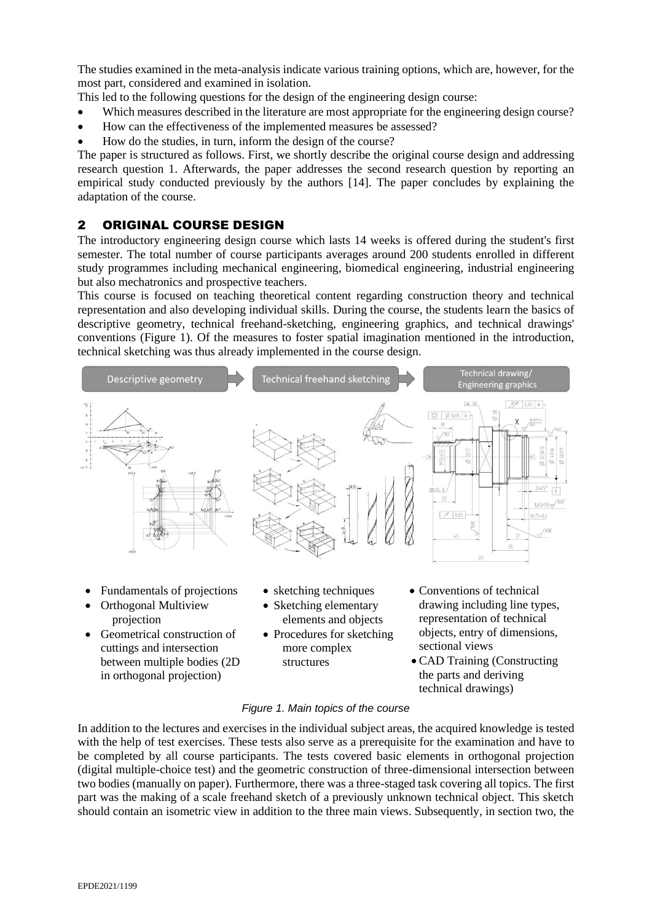The studies examined in the meta-analysis indicate various training options, which are, however, for the most part, considered and examined in isolation.

This led to the following questions for the design of the engineering design course:

- Which measures described in the literature are most appropriate for the engineering design course?
- How can the effectiveness of the implemented measures be assessed?
- How do the studies, in turn, inform the design of the course?

The paper is structured as follows. First, we shortly describe the original course design and addressing research question 1. Afterwards, the paper addresses the second research question by reporting an empirical study conducted previously by the authors [14]. The paper concludes by explaining the adaptation of the course.

## 2 ORIGINAL COURSE DESIGN

The introductory engineering design course which lasts 14 weeks is offered during the student's first semester. The total number of course participants averages around 200 students enrolled in different study programmes including mechanical engineering, biomedical engineering, industrial engineering but also mechatronics and prospective teachers.

This course is focused on teaching theoretical content regarding construction theory and technical representation and also developing individual skills. During the course, the students learn the basics of descriptive geometry, technical freehand-sketching, engineering graphics, and technical drawings' conventions (Figure 1). Of the measures to foster spatial imagination mentioned in the introduction, technical sketching was thus already implemented in the course design.

Descriptive geometry → Technical freehand sketching → Technical drawing/ Engineering graphics

- Fundamentals of projections
- Orthogonal Multiview projection
- Geometrical construction of cuttings and intersection between multiple bodies (2D in orthogonal projection)

- sketching techniques
- Sketching elementary elements and objects
- Procedures for sketching more complex structures

- Conventions of technical drawing including line types, representation of technical objects, entry of dimensions, sectional views
- CAD Training (Constructing the parts and deriving technical drawings)

*Figure 1. Main topics of the course*

In addition to the lectures and exercises in the individual subject areas, the acquired knowledge is tested with the help of test exercises. These tests also serve as a prerequisite for the examination and have to be completed by all course participants. The tests covered basic elements in orthogonal projection (digital multiple-choice test) and the geometric construction of three-dimensional intersection between two bodies (manually on paper). Furthermore, there was a three-staged task covering all topics. The first part was the making of a scale freehand sketch of a previously unknown technical object. This sketch should contain an isometric view in addition to the three main views. Subsequently, in section two, the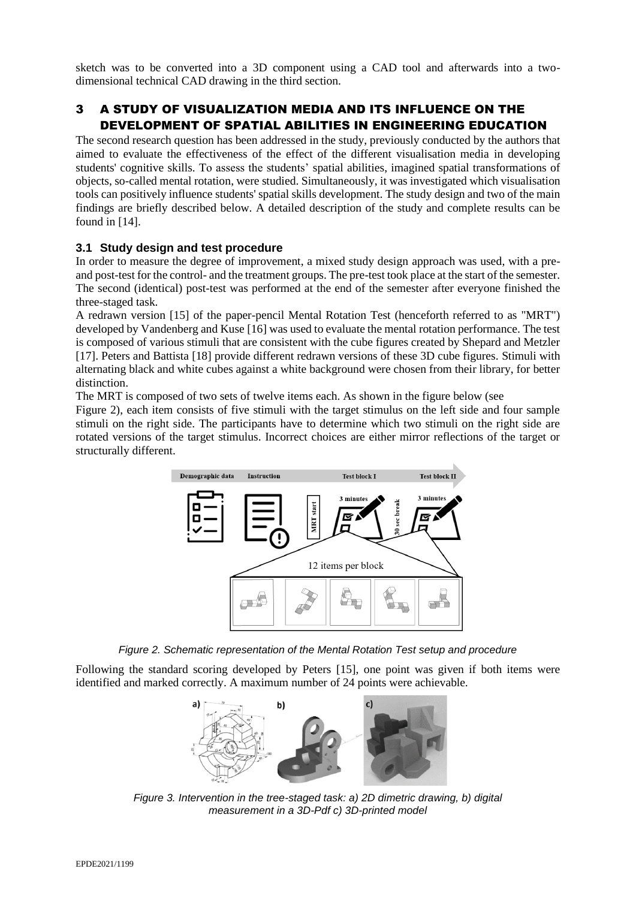sketch was to be converted into a 3D component using a CAD tool and afterwards into a two-dimensional technical CAD drawing in the third section.

# 3 A STUDY OF VISUALIZATION MEDIA AND ITS INFLUENCE ON THE DEVELOPMENT OF SPATIAL ABILITIES IN ENGINEERING EDUCATION

The second research question has been addressed in the study, previously conducted by the authors that aimed to evaluate the effectiveness of the effect of the different visualisation media in developing students' cognitive skills. To assess the students' spatial abilities, imagined spatial transformations of objects, so-called mental rotation, were studied. Simultaneously, it was investigated which visualisation tools can positively influence students' spatial skills development. The study design and two of the main findings are briefly described below. A detailed description of the study and complete results can be found in [14].

## 3.1 Study design and test procedure

In order to measure the degree of improvement, a mixed study design approach was used, with a pre- and post-test for the control- and the treatment groups. The pre-test took place at the start of the semester. The second (identical) post-test was performed at the end of the semester after everyone finished the three-staged task.

A redrawn version [15] of the paper-pencil Mental Rotation Test (henceforth referred to as "MRT") developed by Vandenberg and Kuse [16] was used to evaluate the mental rotation performance. The test is composed of various stimuli that are consistent with the cube figures created by Shepard and Metzler [17]. Peters and Battista [18] provide different redrawn versions of these 3D cube figures. Stimuli with alternating black and white cubes against a white background were chosen from their library, for better distinction.

The MRT is composed of two sets of twelve items each. As shown in the figure below (see Figure 2), each item consists of five stimuli with the target stimulus on the left side and four sample stimuli on the right side. The participants have to determine which two stimuli on the right side are rotated versions of the target stimulus. Incorrect choices are either mirror reflections of the target or structurally different.

*Figure 2. Schematic representation of the Mental Rotation Test setup and procedure*

Following the standard scoring developed by Peters [15], one point was given if both items were identified and marked correctly. A maximum number of 24 points were achievable.

*Figure 3. Intervention in the tree-staged task: a) 2D dimetric drawing, b) digital measurement in a 3D-Pdf c) 3D-printed model*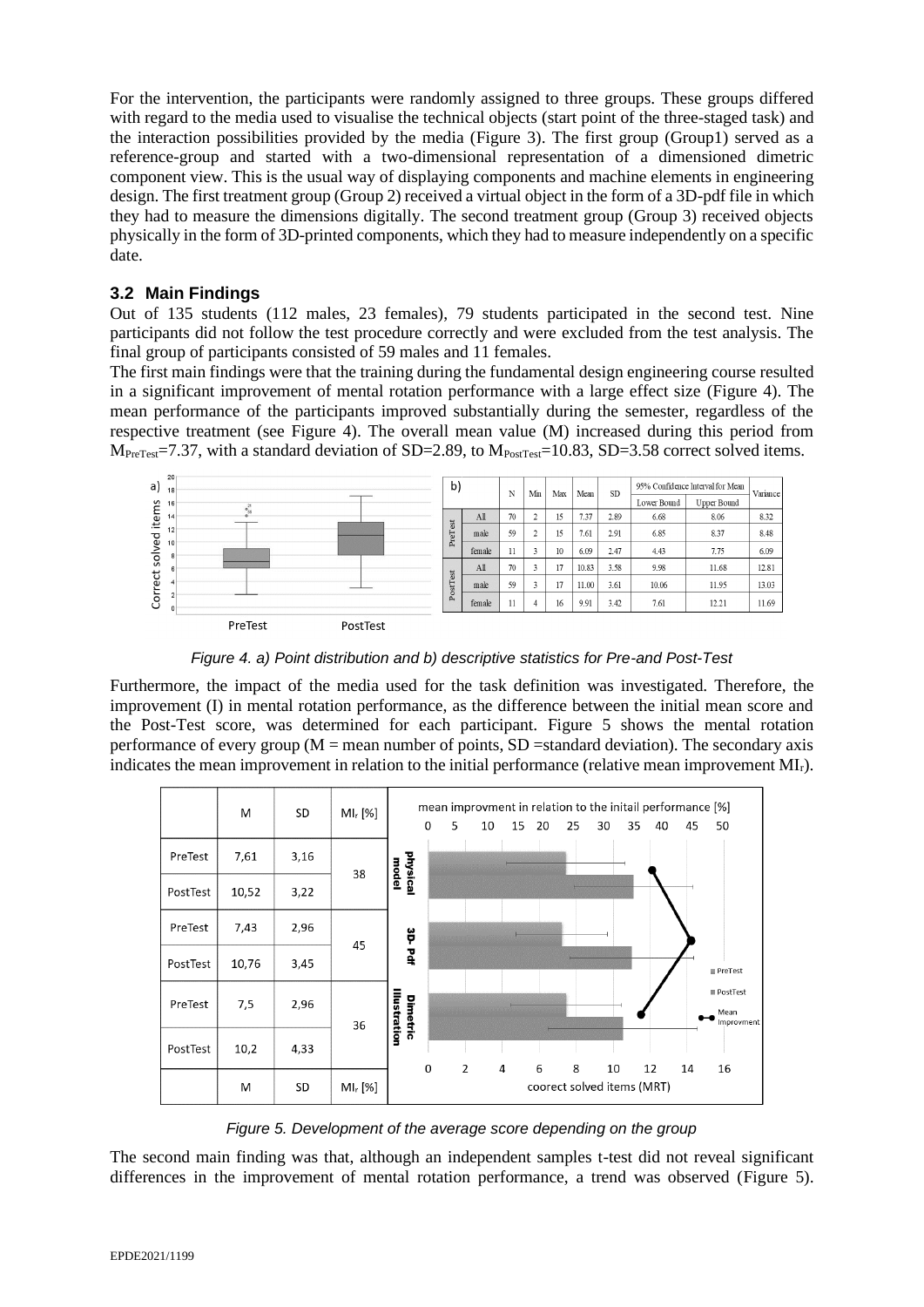For the intervention, the participants were randomly assigned to three groups. These groups differed with regard to the media used to visualise the technical objects (start point of the three-staged task) and the interaction possibilities provided by the media (Figure 3). The first group (Group1) served as a reference-group and started with a two-dimensional representation of a dimensioned dimetric component view. This is the usual way of displaying components and machine elements in engineering design. The first treatment group (Group 2) received a virtual object in the form of a 3D-pdf file in which they had to measure the dimensions digitally. The second treatment group (Group 3) received objects physically in the form of 3D-printed components, which they had to measure independently on a specific date.

### 3.2 Main Findings

Out of 135 students (112 males, 23 females), 79 students participated in the second test. Nine participants did not follow the test procedure correctly and were excluded from the test analysis. The final group of participants consisted of 59 males and 11 females.

The first main findings were that the training during the fundamental design engineering course resulted in a significant improvement of mental rotation performance with a large effect size (Figure 4). The mean performance of the participants improved substantially during the semester, regardless of the respective treatment (see Figure 4). The overall mean value (M) increased during this period from $M_{PreTest}$=7.37, with a standard deviation of SD=2.89, to $M_{PostTest}$=10.83, SD=3.58 correct solved items.

b)

| | | N | Min | Max | Mean | SD | 95% Confidence Interval for Mean | | Variance |
|---|---|---|---|---|---|---|---|---|---|
| | | | | | | | Lower Bound | Upper Bound | |
| PreTest | All | 70 | 2 | 15 | 7.37 | 2.89 | 6.68 | 8.06 | 8.32 |
| | male | 59 | 2 | 15 | 7.61 | 2.91 | 6.85 | 8.37 | 8.48 |
| | female | 11 | 3 | 10 | 6.09 | 2.47 | 4.43 | 7.75 | 6.09 |
| PostTest | All | 70 | 3 | 17 | 10.83 | 3.58 | 9.98 | 11.68 | 12.81 |
| | male | 59 | 3 | 17 | 11.00 | 3.61 | 10.06 | 11.95 | 13.03 |
| | female | 11 | 4 | 16 | 9.91 | 3.42 | 7.61 | 12.21 | 11.69 |

*Figure 4. a) Point distribution and b) descriptive statistics for Pre-and Post-Test*

Furthermore, the impact of the media used for the task definition was investigated. Therefore, the improvement (I) in mental rotation performance, as the difference between the initial mean score and the Post-Test score, was determined for each participant. Figure 5 shows the mental rotation performance of every group (M = mean number of points, SD =standard deviation). The secondary axis indicates the mean improvement in relation to the initial performance (relative mean improvement $MI_r$).

| | | M | SD | $MI_r$ [%] |
|---|---|---|---|---|
| physical model | PreTest | 7,61 | 3,16 | 38 |
| | PostTest | 10,52 | 3,22 | |
| 3D-Pdf | PreTest | 7,43 | 2,96 | 45 |
| | PostTest | 10,76 | 3,45 | |
| Dimetric Illustration | PreTest | 7,5 | 2,96 | 36 |
| | PostTest | 10,2 | 4,33 | |

*Figure 5. Development of the average score depending on the group*

The second main finding was that, although an independent samples t-test did not reveal significant differences in the improvement of mental rotation performance, a trend was observed (Figure 5).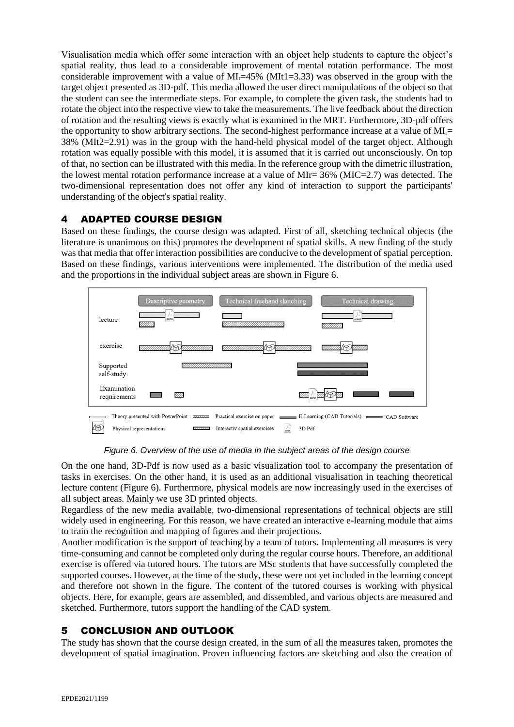Visualisation media which offer some interaction with an object help students to capture the object's spatial reality, thus lead to a considerable improvement of mental rotation performance. The most considerable improvement with a value of $MI_r$=45% (MIt1=3.33) was observed in the group with the target object presented as 3D-pdf. This media allowed the user direct manipulations of the object so that the student can see the intermediate steps. For example, to complete the given task, the students had to rotate the object into the respective view to take the measurements. The live feedback about the direction of rotation and the resulting views is exactly what is examined in the MRT. Furthermore, 3D-pdf offers the opportunity to show arbitrary sections. The second-highest performance increase at a value of $MI_r$= 38% (MIt2=2.91) was in the group with the hand-held physical model of the target object. Although rotation was equally possible with this model, it is assumed that it is carried out unconsciously. On top of that, no section can be illustrated with this media. In the reference group with the dimetric illustration, the lowest mental rotation performance increase at a value of MIr= 36% (MIC=2.7) was detected. The two-dimensional representation does not offer any kind of interaction to support the participants' understanding of the object's spatial reality.

## 4 ADAPTED COURSE DESIGN

Based on these findings, the course design was adapted. First of all, sketching technical objects (the literature is unanimous on this) promotes the development of spatial skills. A new finding of the study was that media that offer interaction possibilities are conducive to the development of spatial perception. Based on these findings, various interventions were implemented. The distribution of the media used and the proportions in the individual subject areas are shown in Figure 6.

*Figure 6. Overview of the use of media in the subject areas of the design course*

On the one hand, 3D-Pdf is now used as a basic visualization tool to accompany the presentation of tasks in exercises. On the other hand, it is used as an additional visualisation in teaching theoretical lecture content (Figure 6). Furthermore, physical models are now increasingly used in the exercises of all subject areas. Mainly we use 3D printed objects.

Regardless of the new media available, two-dimensional representations of technical objects are still widely used in engineering. For this reason, we have created an interactive e-learning module that aims to train the recognition and mapping of figures and their projections.

Another modification is the support of teaching by a team of tutors. Implementing all measures is very time-consuming and cannot be completed only during the regular course hours. Therefore, an additional exercise is offered via tutored hours. The tutors are MSc students that have successfully completed the supported courses. However, at the time of the study, these were not yet included in the learning concept and therefore not shown in the figure. The content of the tutored courses is working with physical objects. Here, for example, gears are assembled, and dissembled, and various objects are measured and sketched. Furthermore, tutors support the handling of the CAD system.

## 5 CONCLUSION AND OUTLOOK

The study has shown that the course design created, in the sum of all the measures taken, promotes the development of spatial imagination. Proven influencing factors are sketching and also the creation of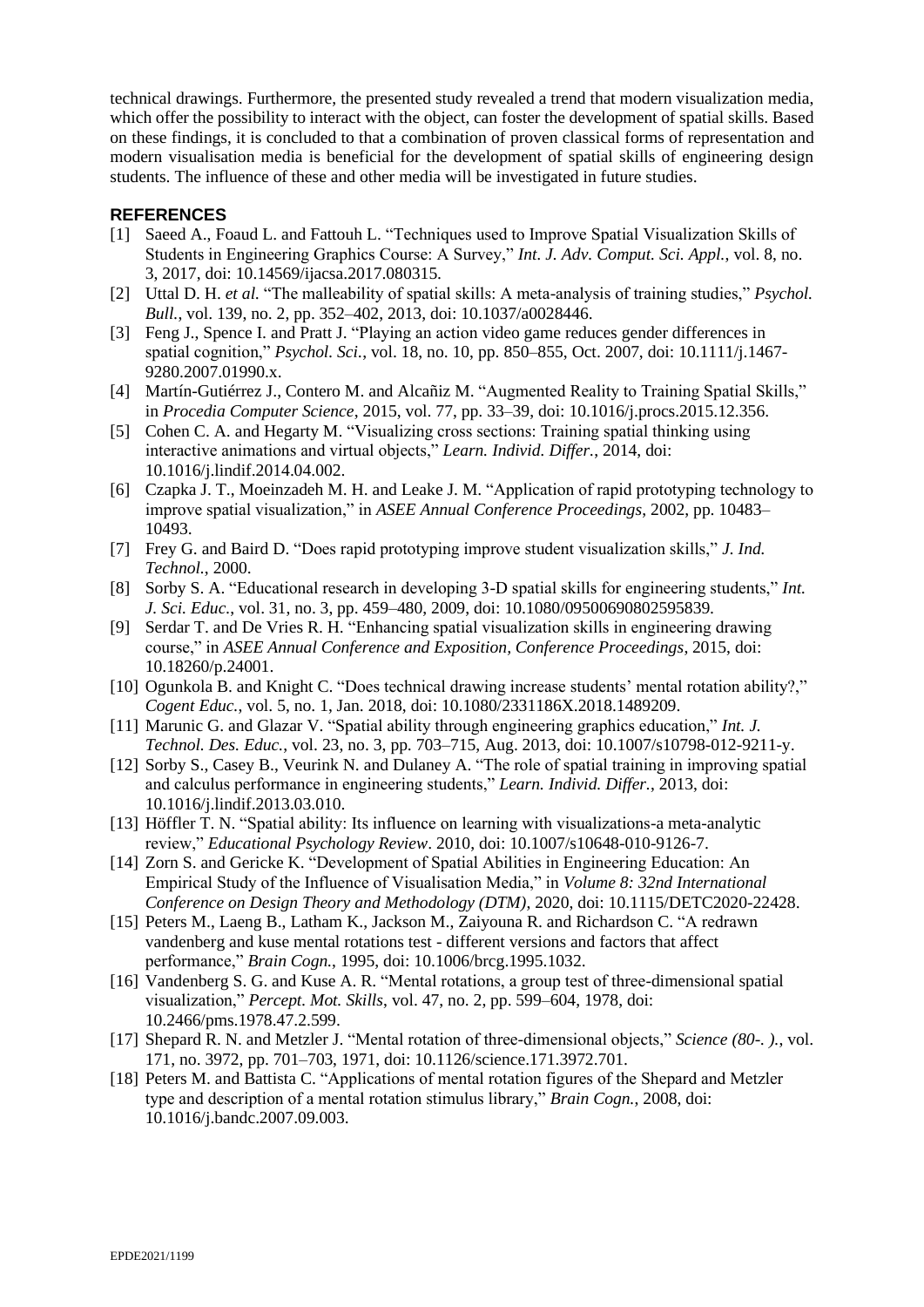technical drawings. Furthermore, the presented study revealed a trend that modern visualization media, which offer the possibility to interact with the object, can foster the development of spatial skills. Based on these findings, it is concluded to that a combination of proven classical forms of representation and modern visualisation media is beneficial for the development of spatial skills of engineering design students. The influence of these and other media will be investigated in future studies.

## REFERENCES

[1] Saeed A., Foaud L. and Fattouh L. "Techniques used to Improve Spatial Visualization Skills of Students in Engineering Graphics Course: A Survey," *Int. J. Adv. Comput. Sci. Appl.*, vol. 8, no. 3, 2017, doi: 10.14569/ijacsa.2017.080315.

[2] Uttal D. H. *et al.* "The malleability of spatial skills: A meta-analysis of training studies," *Psychol. Bull.*, vol. 139, no. 2, pp. 352–402, 2013, doi: 10.1037/a0028446.

[3] Feng J., Spence I. and Pratt J. "Playing an action video game reduces gender differences in spatial cognition," *Psychol. Sci.*, vol. 18, no. 10, pp. 850–855, Oct. 2007, doi: 10.1111/j.1467-9280.2007.01990.x.

[4] Martín-Gutiérrez J., Contero M. and Alcañiz M. "Augmented Reality to Training Spatial Skills," in *Procedia Computer Science*, 2015, vol. 77, pp. 33–39, doi: 10.1016/j.procs.2015.12.356.

[5] Cohen C. A. and Hegarty M. "Visualizing cross sections: Training spatial thinking using interactive animations and virtual objects," *Learn. Individ. Differ.*, 2014, doi: 10.1016/j.lindif.2014.04.002.

[6] Czapka J. T., Moeinzadeh M. H. and Leake J. M. "Application of rapid prototyping technology to improve spatial visualization," in *ASEE Annual Conference Proceedings*, 2002, pp. 10483–10493.

[7] Frey G. and Baird D. "Does rapid prototyping improve student visualization skills," *J. Ind. Technol.*, 2000.

[8] Sorby S. A. "Educational research in developing 3-D spatial skills for engineering students," *Int. J. Sci. Educ.*, vol. 31, no. 3, pp. 459–480, 2009, doi: 10.1080/09500690802595839.

[9] Serdar T. and De Vries R. H. "Enhancing spatial visualization skills in engineering drawing course," in *ASEE Annual Conference and Exposition, Conference Proceedings*, 2015, doi: 10.18260/p.24001.

[10] Ogunkola B. and Knight C. "Does technical drawing increase students' mental rotation ability?," *Cogent Educ.*, vol. 5, no. 1, Jan. 2018, doi: 10.1080/2331186X.2018.1489209.

[11] Marunic G. and Glazar V. "Spatial ability through engineering graphics education," *Int. J. Technol. Des. Educ.*, vol. 23, no. 3, pp. 703–715, Aug. 2013, doi: 10.1007/s10798-012-9211-y.

[12] Sorby S., Casey B., Veurink N. and Dulaney A. "The role of spatial training in improving spatial and calculus performance in engineering students," *Learn. Individ. Differ.*, 2013, doi: 10.1016/j.lindif.2013.03.010.

[13] Höffler T. N. "Spatial ability: Its influence on learning with visualizations-a meta-analytic review," *Educational Psychology Review*. 2010, doi: 10.1007/s10648-010-9126-7.

[14] Zorn S. and Gericke K. "Development of Spatial Abilities in Engineering Education: An Empirical Study of the Influence of Visualisation Media," in *Volume 8: 32nd International Conference on Design Theory and Methodology (DTM)*, 2020, doi: 10.1115/DETC2020-22428.

[15] Peters M., Laeng B., Latham K., Jackson M., Zaiyouna R. and Richardson C. "A redrawn vandenberg and kuse mental rotations test - different versions and factors that affect performance," *Brain Cogn.*, 1995, doi: 10.1006/brcg.1995.1032.

[16] Vandenberg S. G. and Kuse A. R. "Mental rotations, a group test of three-dimensional spatial visualization," *Percept. Mot. Skills*, vol. 47, no. 2, pp. 599–604, 1978, doi: 10.2466/pms.1978.47.2.599.

[17] Shepard R. N. and Metzler J. "Mental rotation of three-dimensional objects," *Science (80-. ).*, vol. 171, no. 3972, pp. 701–703, 1971, doi: 10.1126/science.171.3972.701.

[18] Peters M. and Battista C. "Applications of mental rotation figures of the Shepard and Metzler type and description of a mental rotation stimulus library," *Brain Cogn.*, 2008, doi: 10.1016/j.bandc.2007.09.003.